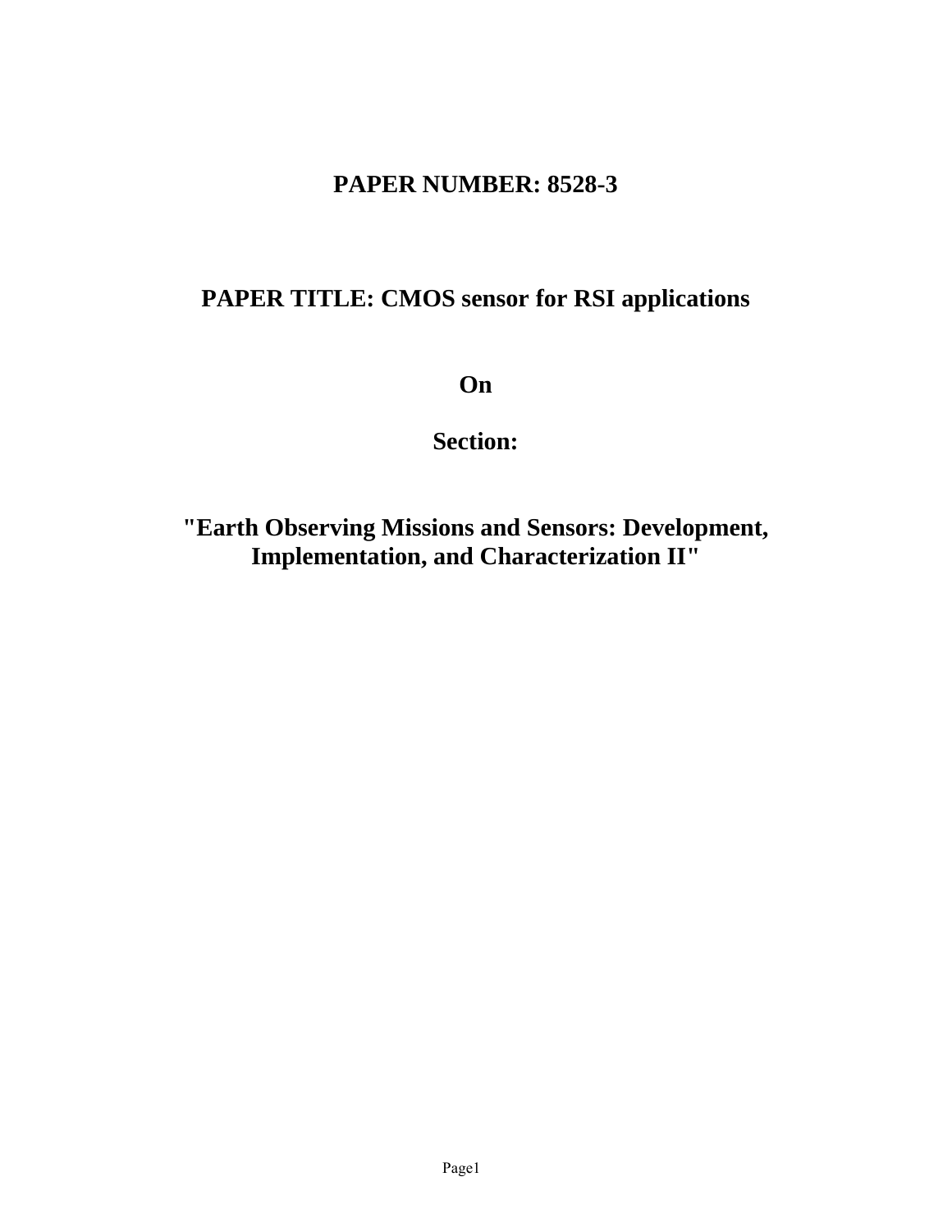# PAPER NUMBER: 8528-3

# PAPER TITLE: CMOS sensor for RSI applications

**On**

**Section:**

**"Earth Observing Missions and Sensors: Development, Implementation, and Characterization II"**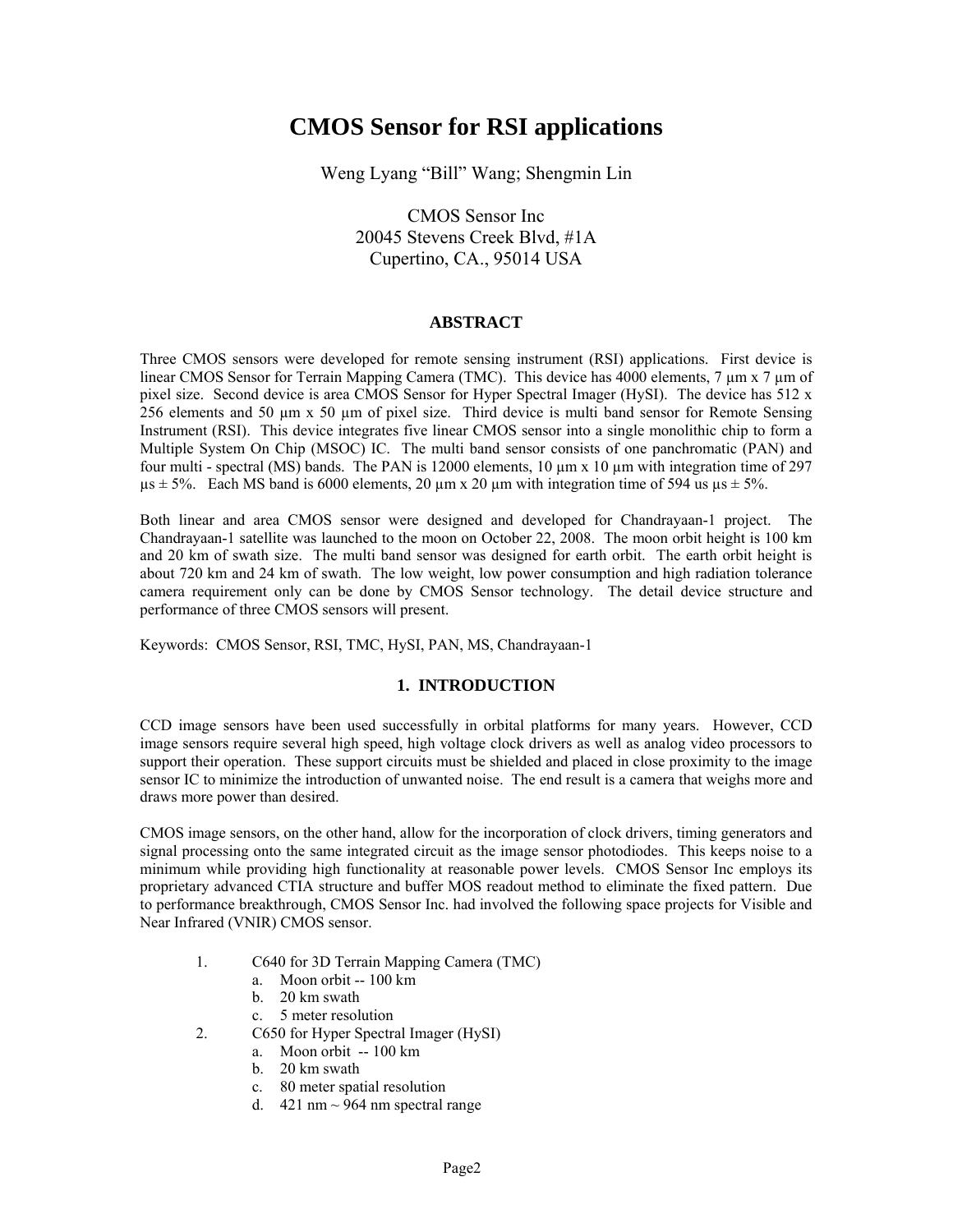# CMOS Sensor for RSI applications

Weng Lyang "Bill" Wang; Shengmin Lin

CMOS Sensor Inc
20045 Stevens Creek Blvd, #1A
Cupertino, CA., 95014 USA

## ABSTRACT

Three CMOS sensors were developed for remote sensing instrument (RSI) applications. First device is linear CMOS Sensor for Terrain Mapping Camera (TMC). This device has 4000 elements, 7 µm x 7 µm of pixel size. Second device is area CMOS Sensor for Hyper Spectral Imager (HySI). The device has 512 x 256 elements and 50 µm x 50 µm of pixel size. Third device is multi band sensor for Remote Sensing Instrument (RSI). This device integrates five linear CMOS sensor into a single monolithic chip to form a Multiple System On Chip (MSOC) IC. The multi band sensor consists of one panchromatic (PAN) and four multi - spectral (MS) bands. The PAN is 12000 elements, 10 µm x 10 µm with integration time of 297 µs ± 5%. Each MS band is 6000 elements, 20 µm x 20 µm with integration time of 594 us µs ± 5%.

Both linear and area CMOS sensor were designed and developed for Chandrayaan-1 project. The Chandrayaan-1 satellite was launched to the moon on October 22, 2008. The moon orbit height is 100 km and 20 km of swath size. The multi band sensor was designed for earth orbit. The earth orbit height is about 720 km and 24 km of swath. The low weight, low power consumption and high radiation tolerance camera requirement only can be done by CMOS Sensor technology. The detail device structure and performance of three CMOS sensors will present.

Keywords: CMOS Sensor, RSI, TMC, HySI, PAN, MS, Chandrayaan-1

## 1. INTRODUCTION

CCD image sensors have been used successfully in orbital platforms for many years. However, CCD image sensors require several high speed, high voltage clock drivers as well as analog video processors to support their operation. These support circuits must be shielded and placed in close proximity to the image sensor IC to minimize the introduction of unwanted noise. The end result is a camera that weighs more and draws more power than desired.

CMOS image sensors, on the other hand, allow for the incorporation of clock drivers, timing generators and signal processing onto the same integrated circuit as the image sensor photodiodes. This keeps noise to a minimum while providing high functionality at reasonable power levels. CMOS Sensor Inc employs its proprietary advanced CTIA structure and buffer MOS readout method to eliminate the fixed pattern. Due to performance breakthrough, CMOS Sensor Inc. had involved the following space projects for Visible and Near Infrared (VNIR) CMOS sensor.

1. C640 for 3D Terrain Mapping Camera (TMC)
   a. Moon orbit -- 100 km
   b. 20 km swath
   c. 5 meter resolution
2. C650 for Hyper Spectral Imager (HySI)
   a. Moon orbit -- 100 km
   b. 20 km swath
   c. 80 meter spatial resolution
   d. 421 nm ~ 964 nm spectral range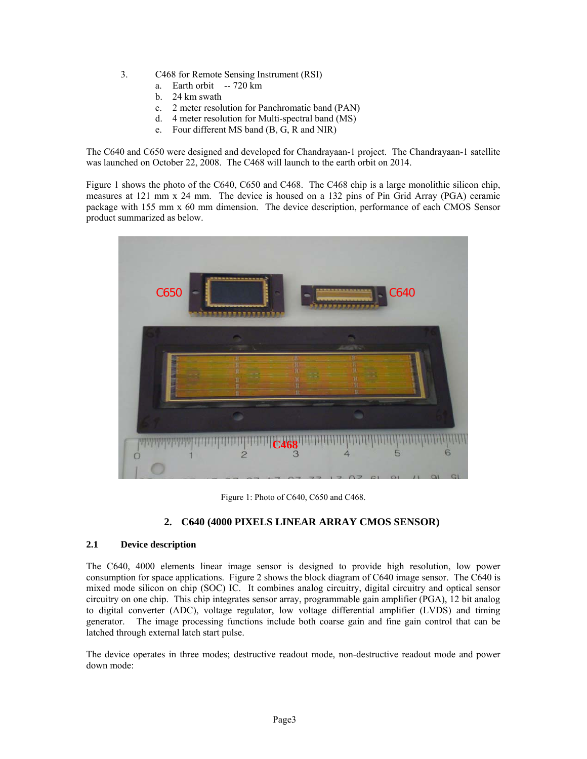3. C468 for Remote Sensing Instrument (RSI)
   a. Earth orbit -- 720 km
   b. 24 km swath
   c. 2 meter resolution for Panchromatic band (PAN)
   d. 4 meter resolution for Multi-spectral band (MS)
   e. Four different MS band (B, G, R and NIR)

The C640 and C650 were designed and developed for Chandrayaan-1 project. The Chandrayaan-1 satellite was launched on October 22, 2008. The C468 will launch to the earth orbit on 2014.

Figure 1 shows the photo of the C640, C650 and C468. The C468 chip is a large monolithic silicon chip, measures at 121 mm x 24 mm. The device is housed on a 132 pins of Pin Grid Array (PGA) ceramic package with 155 mm x 60 mm dimension. The device description, performance of each CMOS Sensor product summarized as below.

Figure 1: Photo of C640, C650 and C468.

## 2. C640 (4000 PIXELS LINEAR ARRAY CMOS SENSOR)

### 2.1 Device description

The C640, 4000 elements linear image sensor is designed to provide high resolution, low power consumption for space applications. Figure 2 shows the block diagram of C640 image sensor. The C640 is mixed mode silicon on chip (SOC) IC. It combines analog circuitry, digital circuitry and optical sensor circuitry on one chip. This chip integrates sensor array, programmable gain amplifier (PGA), 12 bit analog to digital converter (ADC), voltage regulator, low voltage differential amplifier (LVDS) and timing generator. The image processing functions include both coarse gain and fine gain control that can be latched through external latch start pulse.

The device operates in three modes; destructive readout mode, non-destructive readout mode and power down mode: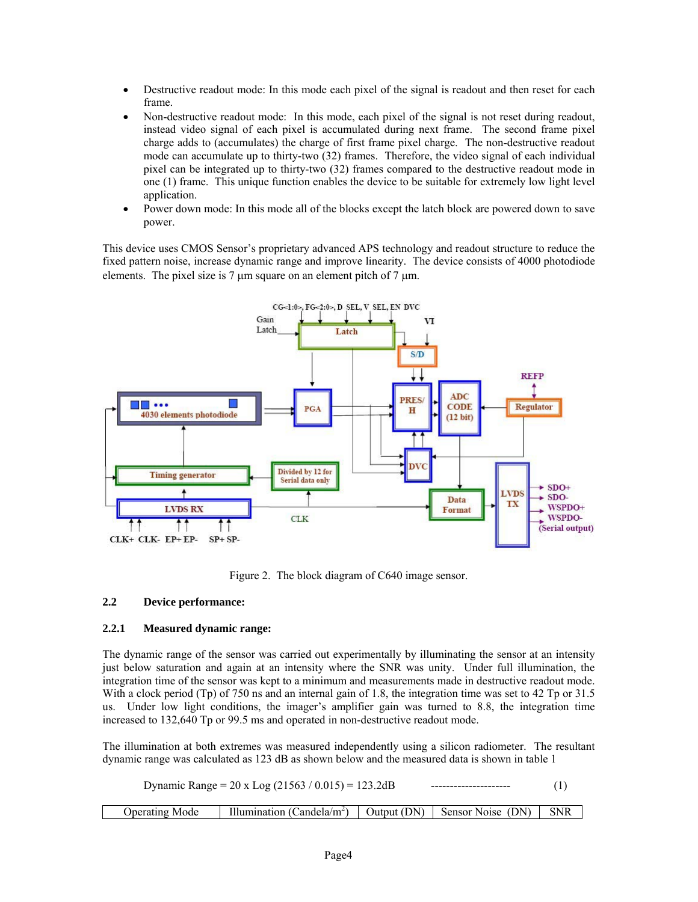- Destructive readout mode: In this mode each pixel of the signal is readout and then reset for each frame.
- Non-destructive readout mode: In this mode, each pixel of the signal is not reset during readout, instead video signal of each pixel is accumulated during next frame. The second frame pixel charge adds to (accumulates) the charge of first frame pixel charge. The non-destructive readout mode can accumulate up to thirty-two (32) frames. Therefore, the video signal of each individual pixel can be integrated up to thirty-two (32) frames compared to the destructive readout mode in one (1) frame. This unique function enables the device to be suitable for extremely low light level application.
- Power down mode: In this mode all of the blocks except the latch block are powered down to save power.

This device uses CMOS Sensor's proprietary advanced APS technology and readout structure to reduce the fixed pattern noise, increase dynamic range and improve linearity. The device consists of 4000 photodiode elements. The pixel size is 7 µm square on an element pitch of 7 µm.

Figure 2. The block diagram of C640 image sensor.

### 2.2 Device performance:

#### 2.2.1 Measured dynamic range:

The dynamic range of the sensor was carried out experimentally by illuminating the sensor at an intensity just below saturation and again at an intensity where the SNR was unity. Under full illumination, the integration time of the sensor was kept to a minimum and measurements made in destructive readout mode. With a clock period (Tp) of 750 ns and an internal gain of 1.8, the integration time was set to 42 Tp or 31.5 us. Under low light conditions, the imager's amplifier gain was turned to 8.8, the integration time increased to 132,640 Tp or 99.5 ms and operated in non-destructive readout mode.

The illumination at both extremes was measured independently using a silicon radiometer. The resultant dynamic range was calculated as 123 dB as shown below and the measured data is shown in table 1

$$\text{Dynamic Range} = 20 \times \text{Log}\,(21563 / 0.015) = 123.2\text{dB} \qquad \text{---------------------} \qquad (1)$$

| Operating Mode | Illumination (Candela/m$^2$) | Output (DN) | Sensor Noise (DN) | SNR |
|---|---|---|---|---|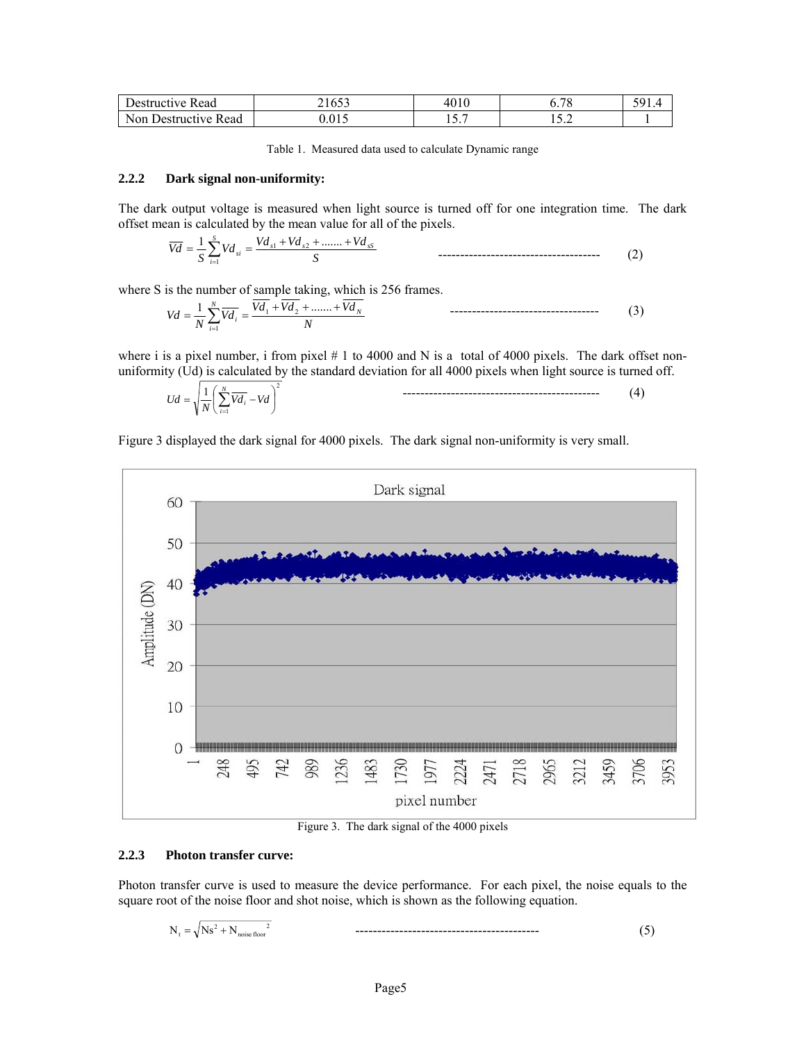| Destructive Read | 21653 | 4010 | 6.78 | 591.4 |
|---|---|---|---|---|
| Non Destructive Read | 0.015 | 15.7 | 15.2 | 1 |

Table 1. Measured data used to calculate Dynamic range

### 2.2.2 Dark signal non-uniformity:

The dark output voltage is measured when light source is turned off for one integration time. The dark offset mean is calculated by the mean value for all of the pixels.

$$\overline{Vd} = \frac{1}{S}\sum_{i=1}^{S} Vd_{si} = \frac{Vd_{s1} + Vd_{s2} + ....... + Vd_{sS}}{S} \qquad (2)$$

where S is the number of sample taking, which is 256 frames.

$$Vd = \frac{1}{N}\sum_{i=1}^{N} \overline{Vd_i} = \frac{\overline{Vd_1} + \overline{Vd_2} + ....... + \overline{Vd_N}}{N} \qquad (3)$$

where i is a pixel number, i from pixel # 1 to 4000 and N is a total of 4000 pixels. The dark offset non-uniformity (Ud) is calculated by the standard deviation for all 4000 pixels when light source is turned off.

$$Ud = \sqrt{\frac{1}{N}\left(\sum_{i=1}^{N} \overline{Vd_i} - Vd\right)^2} \qquad (4)$$

Figure 3 displayed the dark signal for 4000 pixels. The dark signal non-uniformity is very small.

Figure 3. The dark signal of the 4000 pixels

### 2.2.3 Photon transfer curve:

Photon transfer curve is used to measure the device performance. For each pixel, the noise equals to the square root of the noise floor and shot noise, which is shown as the following equation.

$$N_t = \sqrt{Ns^2 + N_{\text{noise floor}}^{\;2}} \qquad (5)$$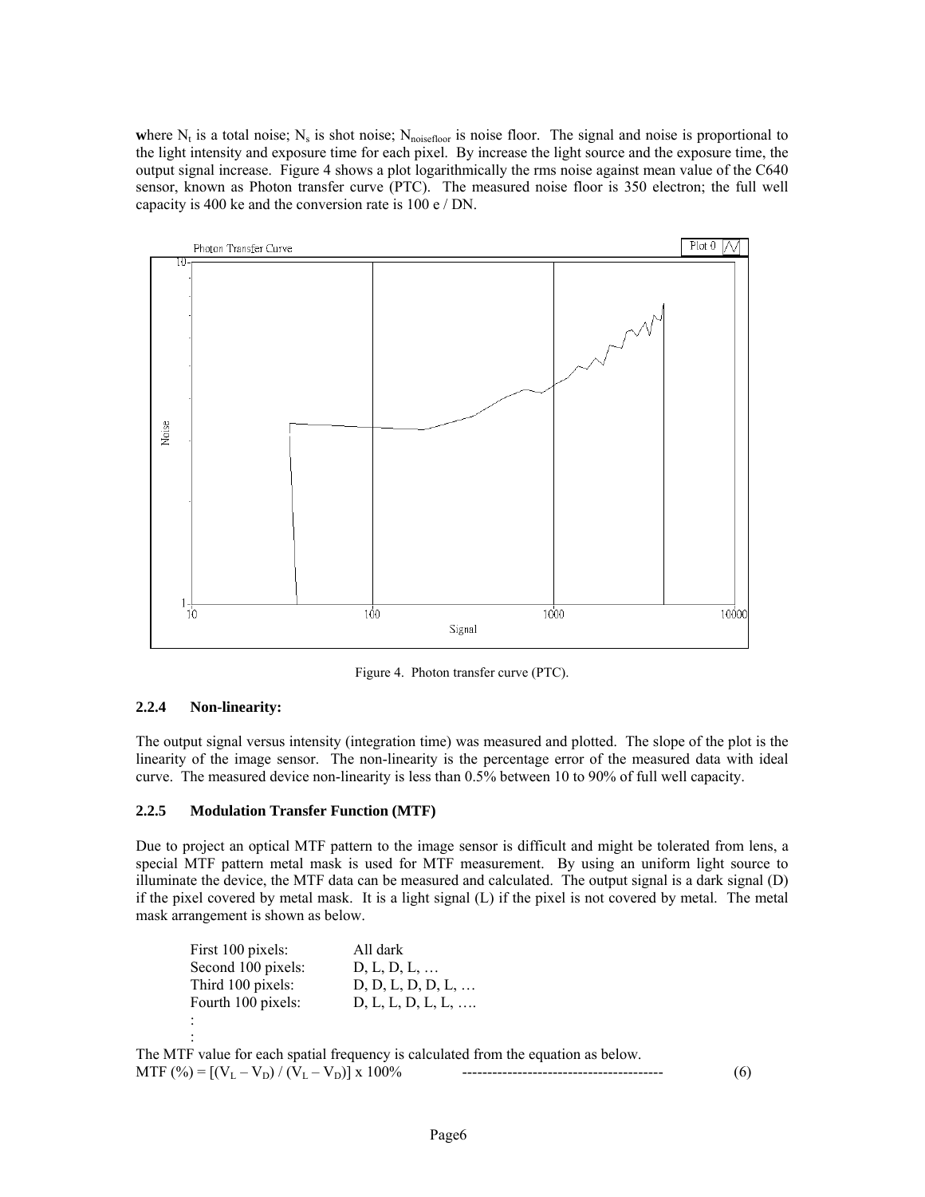**w**here $N_t$ is a total noise; $N_s$ is shot noise; $N_{noisefloor}$ is noise floor. The signal and noise is proportional to the light intensity and exposure time for each pixel. By increase the light source and the exposure time, the output signal increase. Figure 4 shows a plot logarithmically the rms noise against mean value of the C640 sensor, known as Photon transfer curve (PTC). The measured noise floor is 350 electron; the full well capacity is 400 ke and the conversion rate is 100 e / DN.

Figure 4. Photon transfer curve (PTC).

### 2.2.4 Non-linearity:

The output signal versus intensity (integration time) was measured and plotted. The slope of the plot is the linearity of the image sensor. The non-linearity is the percentage error of the measured data with ideal curve. The measured device non-linearity is less than 0.5% between 10 to 90% of full well capacity.

### 2.2.5 Modulation Transfer Function (MTF)

Due to project an optical MTF pattern to the image sensor is difficult and might be tolerated from lens, a special MTF pattern metal mask is used for MTF measurement. By using an uniform light source to illuminate the device, the MTF data can be measured and calculated. The output signal is a dark signal (D) if the pixel covered by metal mask. It is a light signal (L) if the pixel is not covered by metal. The metal mask arrangement is shown as below.

| | |
|---|---|
| First 100 pixels: | All dark |
| Second 100 pixels: | D, L, D, L, … |
| Third 100 pixels: | D, D, L, D, D, L, … |
| Fourth 100 pixels: | D, L, L, D, L, L, …. |
| : | |
| : | |

The MTF value for each spatial frequency is calculated from the equation as below.

$$\text{MTF}(\%) = [(V_L - V_D) / (V_L - V_D)] \times 100\% \qquad (6)$$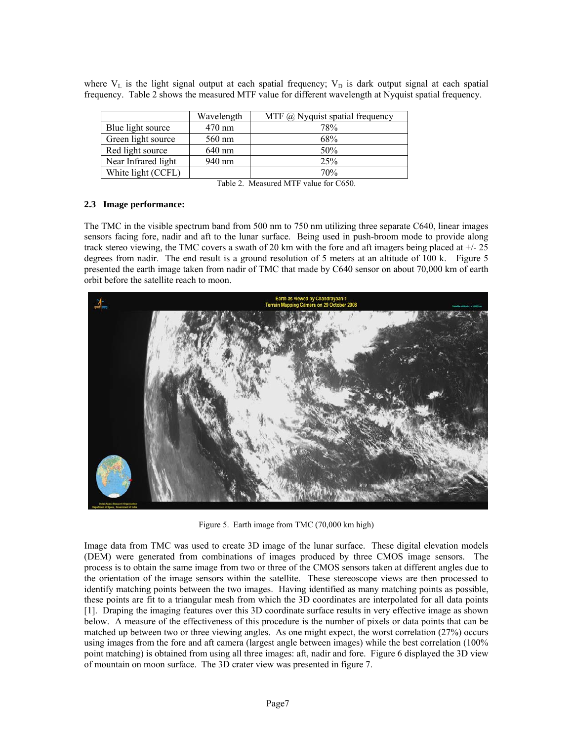where $V_L$ is the light signal output at each spatial frequency; $V_D$ is dark output signal at each spatial frequency. Table 2 shows the measured MTF value for different wavelength at Nyquist spatial frequency.

| | Wavelength | MTF @ Nyquist spatial frequency |
|---|---|---|
| Blue light source | 470 nm | 78% |
| Green light source | 560 nm | 68% |
| Red light source | 640 nm | 50% |
| Near Infrared light | 940 nm | 25% |
| White light (CCFL) | | 70% |

Table 2. Measured MTF value for C650.

### 2.3 Image performance:

The TMC in the visible spectrum band from 500 nm to 750 nm utilizing three separate C640, linear images sensors facing fore, nadir and aft to the lunar surface. Being used in push-broom mode to provide along track stereo viewing, the TMC covers a swath of 20 km with the fore and aft imagers being placed at +/- 25 degrees from nadir. The end result is a ground resolution of 5 meters at an altitude of 100 k. Figure 5 presented the earth image taken from nadir of TMC that made by C640 sensor on about 70,000 km of earth orbit before the satellite reach to moon.

Figure 5. Earth image from TMC (70,000 km high)

Image data from TMC was used to create 3D image of the lunar surface. These digital elevation models (DEM) were generated from combinations of images produced by three CMOS image sensors. The process is to obtain the same image from two or three of the CMOS sensors taken at different angles due to the orientation of the image sensors within the satellite. These stereoscope views are then processed to identify matching points between the two images. Having identified as many matching points as possible, these points are fit to a triangular mesh from which the 3D coordinates are interpolated for all data points [1]. Draping the imaging features over this 3D coordinate surface results in very effective image as shown below. A measure of the effectiveness of this procedure is the number of pixels or data points that can be matched up between two or three viewing angles. As one might expect, the worst correlation (27%) occurs using images from the fore and aft camera (largest angle between images) while the best correlation (100% point matching) is obtained from using all three images: aft, nadir and fore. Figure 6 displayed the 3D view of mountain on moon surface. The 3D crater view was presented in figure 7.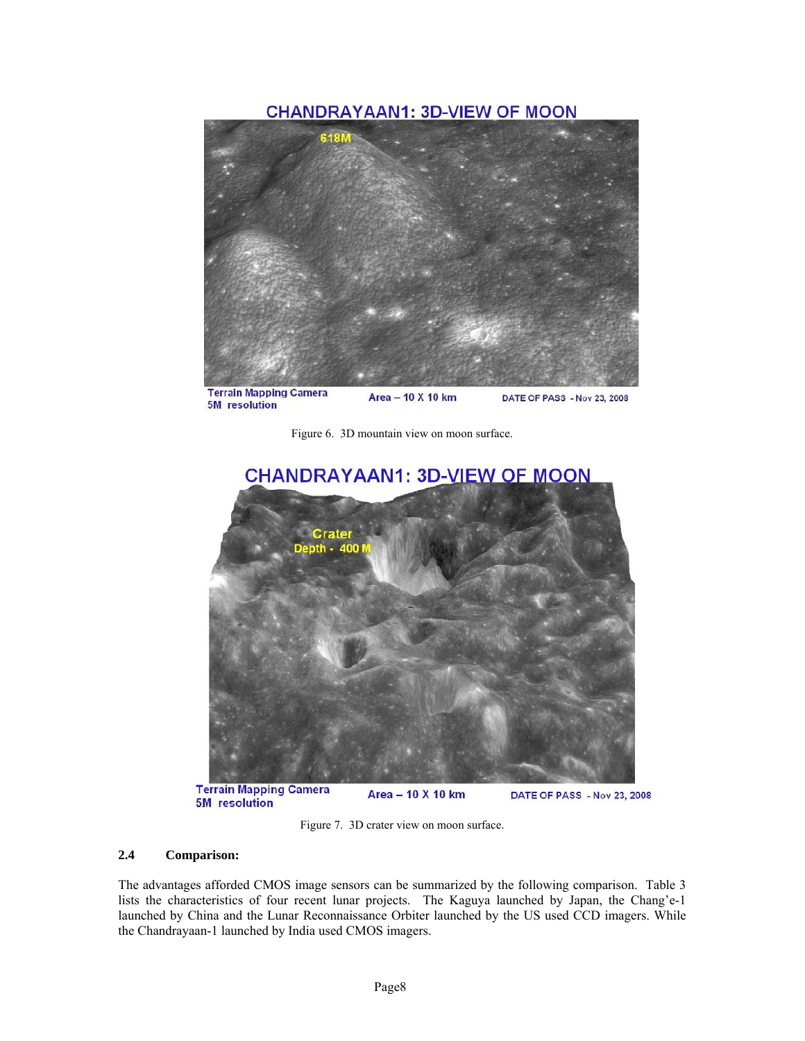Figure 6. 3D mountain view on moon surface.

Figure 7. 3D crater view on moon surface.

### 2.4 Comparison:

The advantages afforded CMOS image sensors can be summarized by the following comparison. Table 3 lists the characteristics of four recent lunar projects. The Kaguya launched by Japan, the Chang'e-1 launched by China and the Lunar Reconnaissance Orbiter launched by the US used CCD imagers. While the Chandrayaan-1 launched by India used CMOS imagers.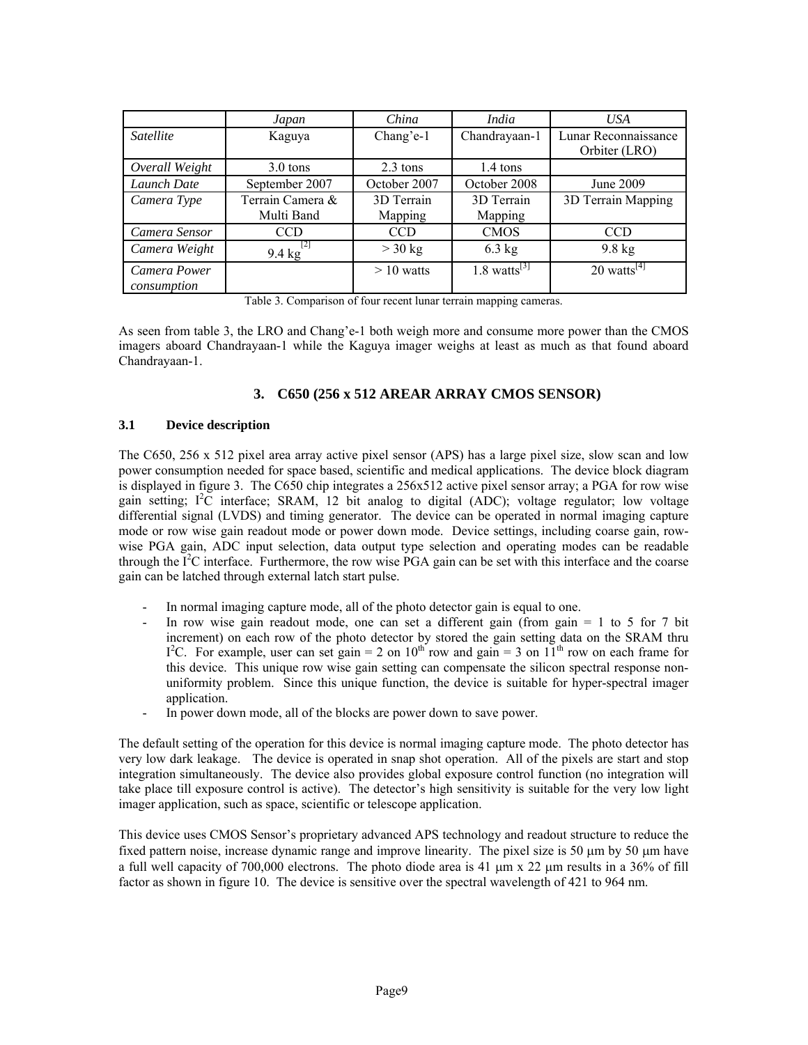| | *Japan* | *China* | *India* | *USA* |
|---|---|---|---|---|
| *Satellite* | Kaguya | Chang'e-1 | Chandrayaan-1 | Lunar Reconnaissance Orbiter (LRO) |
| *Overall Weight* | 3.0 tons | 2.3 tons | 1.4 tons | |
| *Launch Date* | September 2007 | October 2007 | October 2008 | June 2009 |
| *Camera Type* | Terrain Camera & Multi Band | 3D Terrain Mapping | 3D Terrain Mapping | 3D Terrain Mapping |
| *Camera Sensor* | CCD | CCD | CMOS | CCD |
| *Camera Weight* | 9.4 kg [2] | > 30 kg | 6.3 kg | 9.8 kg |
| *Camera Power consumption* | | > 10 watts | 1.8 watts[3] | 20 watts[4] |

Table 3. Comparison of four recent lunar terrain mapping cameras.

As seen from table 3, the LRO and Chang'e-1 both weigh more and consume more power than the CMOS imagers aboard Chandrayaan-1 while the Kaguya imager weighs at least as much as that found aboard Chandrayaan-1.

## 3. C650 (256 x 512 AREAR ARRAY CMOS SENSOR)

### 3.1 Device description

The C650, 256 x 512 pixel area array active pixel sensor (APS) has a large pixel size, slow scan and low power consumption needed for space based, scientific and medical applications. The device block diagram is displayed in figure 3. The C650 chip integrates a 256x512 active pixel sensor array; a PGA for row wise gain setting; $I^2C$ interface; SRAM, 12 bit analog to digital (ADC); voltage regulator; low voltage differential signal (LVDS) and timing generator. The device can be operated in normal imaging capture mode or row wise gain readout mode or power down mode. Device settings, including coarse gain, row-wise PGA gain, ADC input selection, data output type selection and operating modes can be readable through the $I^2C$ interface. Furthermore, the row wise PGA gain can be set with this interface and the coarse gain can be latched through external latch start pulse.

- In normal imaging capture mode, all of the photo detector gain is equal to one.
- In row wise gain readout mode, one can set a different gain (from gain = 1 to 5 for 7 bit increment) on each row of the photo detector by stored the gain setting data on the SRAM thru $I^2C$. For example, user can set gain = 2 on $10^{th}$ row and gain = 3 on $11^{th}$ row on each frame for this device. This unique row wise gain setting can compensate the silicon spectral response non-uniformity problem. Since this unique function, the device is suitable for hyper-spectral imager application.
- In power down mode, all of the blocks are power down to save power.

The default setting of the operation for this device is normal imaging capture mode. The photo detector has very low dark leakage. The device is operated in snap shot operation. All of the pixels are start and stop integration simultaneously. The device also provides global exposure control function (no integration will take place till exposure control is active). The detector's high sensitivity is suitable for the very low light imager application, such as space, scientific or telescope application.

This device uses CMOS Sensor's proprietary advanced APS technology and readout structure to reduce the fixed pattern noise, increase dynamic range and improve linearity. The pixel size is 50 μm by 50 μm have a full well capacity of 700,000 electrons. The photo diode area is 41 μm x 22 μm results in a 36% of fill factor as shown in figure 10. The device is sensitive over the spectral wavelength of 421 to 964 nm.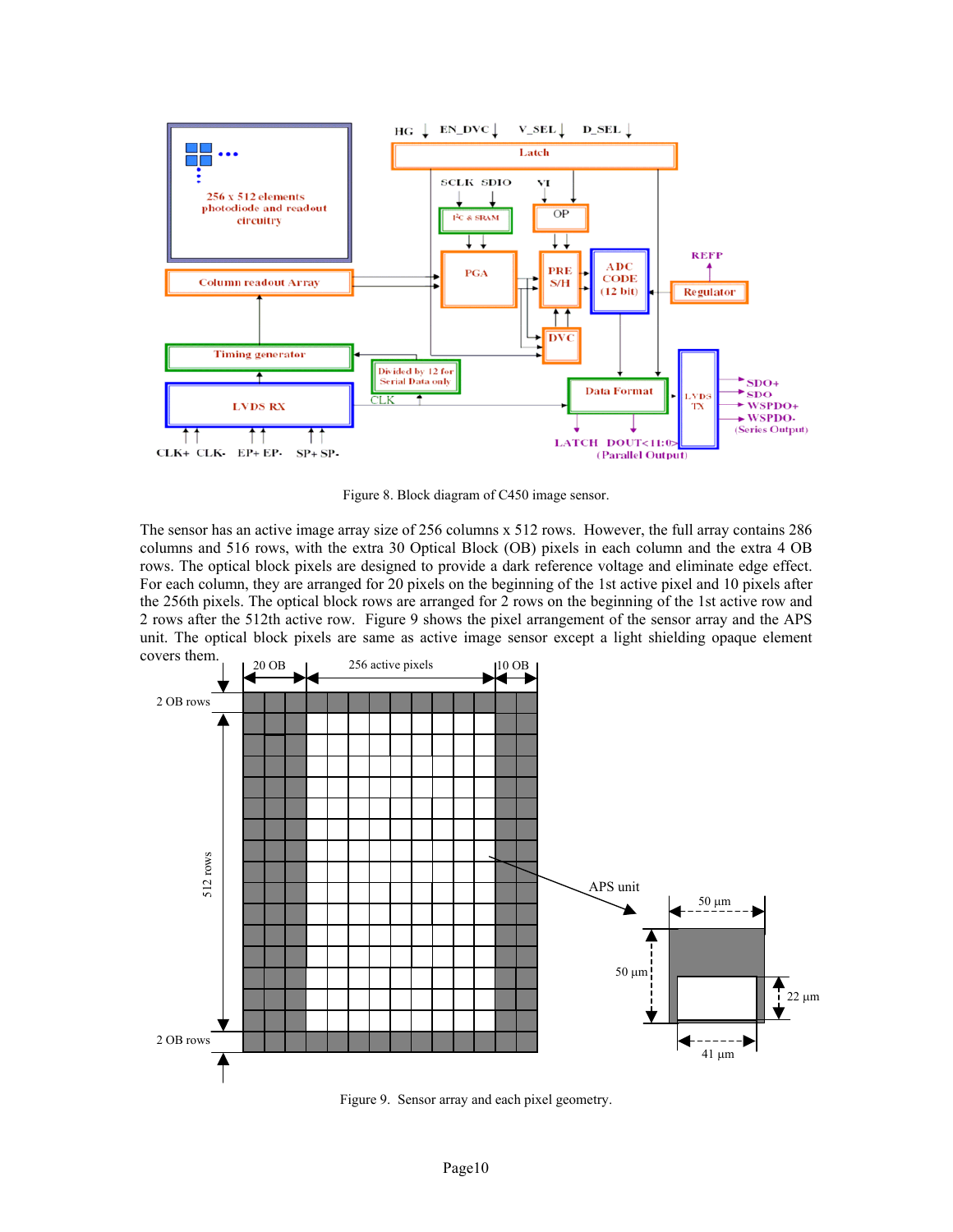Figure 8. Block diagram of C450 image sensor.

The sensor has an active image array size of 256 columns x 512 rows. However, the full array contains 286 columns and 516 rows, with the extra 30 Optical Block (OB) pixels in each column and the extra 4 OB rows. The optical block pixels are designed to provide a dark reference voltage and eliminate edge effect. For each column, they are arranged for 20 pixels on the beginning of the 1st active pixel and 10 pixels after the 256th pixels. The optical block rows are arranged for 2 rows on the beginning of the 1st active row and 2 rows after the 512th active row. Figure 9 shows the pixel arrangement of the sensor array and the APS unit. The optical block pixels are same as active image sensor except a light shielding opaque element covers them.

Figure 9. Sensor array and each pixel geometry.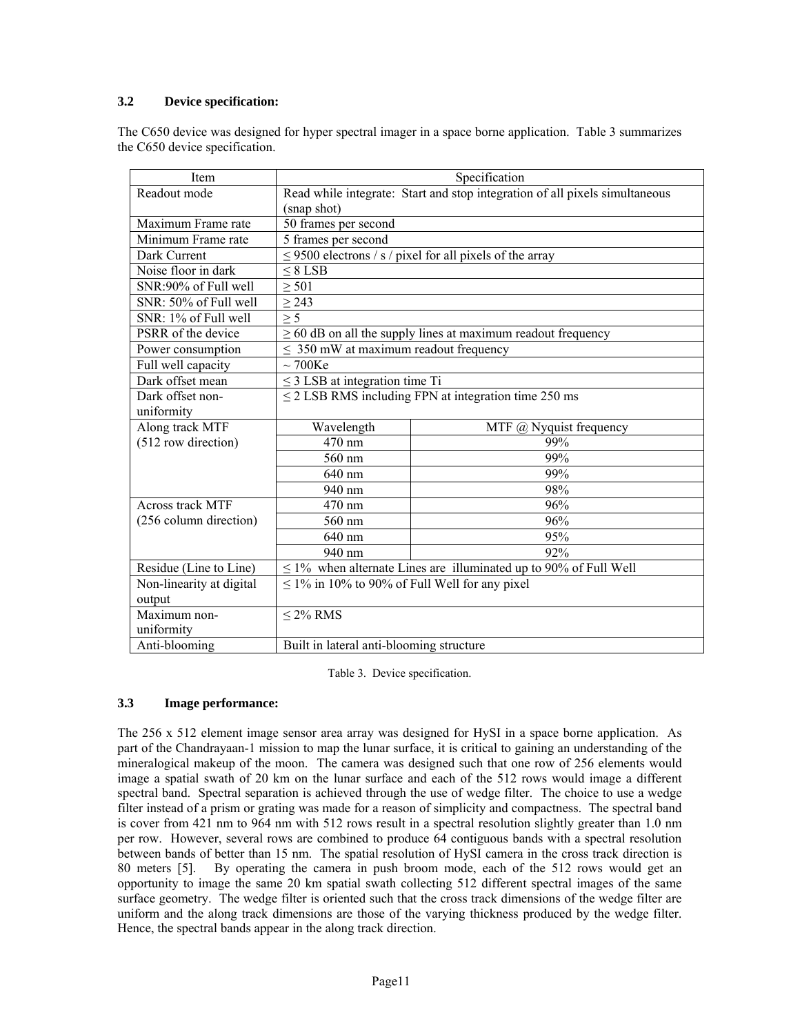### 3.2 Device specification:

The C650 device was designed for hyper spectral imager in a space borne application. Table 3 summarizes the C650 device specification.

| Item | Specification | |
|---|---|---|
| Readout mode | Read while integrate: Start and stop integration of all pixels simultaneous (snap shot) | |
| Maximum Frame rate | 50 frames per second | |
| Minimum Frame rate | 5 frames per second | |
| Dark Current | ≤ 9500 electrons / s / pixel for all pixels of the array | |
| Noise floor in dark | ≤ 8 LSB | |
| SNR:90% of Full well | ≥ 501 | |
| SNR: 50% of Full well | ≥ 243 | |
| SNR: 1% of Full well | ≥ 5 | |
| PSRR of the device | ≥ 60 dB on all the supply lines at maximum readout frequency | |
| Power consumption | ≤ 350 mW at maximum readout frequency | |
| Full well capacity | ~ 700Ke | |
| Dark offset mean | ≤ 3 LSB at integration time Ti | |
| Dark offset non-uniformity | ≤ 2 LSB RMS including FPN at integration time 250 ms | |
| Along track MTF (512 row direction) | Wavelength | MTF @ Nyquist frequency |
| | 470 nm | 99% |
| | 560 nm | 99% |
| | 640 nm | 99% |
| | 940 nm | 98% |
| Across track MTF (256 column direction) | 470 nm | 96% |
| | 560 nm | 96% |
| | 640 nm | 95% |
| | 940 nm | 92% |
| Residue (Line to Line) | ≤ 1% when alternate Lines are illuminated up to 90% of Full Well | |
| Non-linearity at digital output | ≤ 1% in 10% to 90% of Full Well for any pixel | |
| Maximum non-uniformity | ≤ 2% RMS | |
| Anti-blooming | Built in lateral anti-blooming structure | |

Table 3. Device specification.

### 3.3 Image performance:

The 256 x 512 element image sensor area array was designed for HySI in a space borne application. As part of the Chandrayaan-1 mission to map the lunar surface, it is critical to gaining an understanding of the mineralogical makeup of the moon. The camera was designed such that one row of 256 elements would image a spatial swath of 20 km on the lunar surface and each of the 512 rows would image a different spectral band. Spectral separation is achieved through the use of wedge filter. The choice to use a wedge filter instead of a prism or grating was made for a reason of simplicity and compactness. The spectral band is cover from 421 nm to 964 nm with 512 rows result in a spectral resolution slightly greater than 1.0 nm per row. However, several rows are combined to produce 64 contiguous bands with a spectral resolution between bands of better than 15 nm. The spatial resolution of HySI camera in the cross track direction is 80 meters [5]. By operating the camera in push broom mode, each of the 512 rows would get an opportunity to image the same 20 km spatial swath collecting 512 different spectral images of the same surface geometry. The wedge filter is oriented such that the cross track dimensions of the wedge filter are uniform and the along track dimensions are those of the varying thickness produced by the wedge filter. Hence, the spectral bands appear in the along track direction.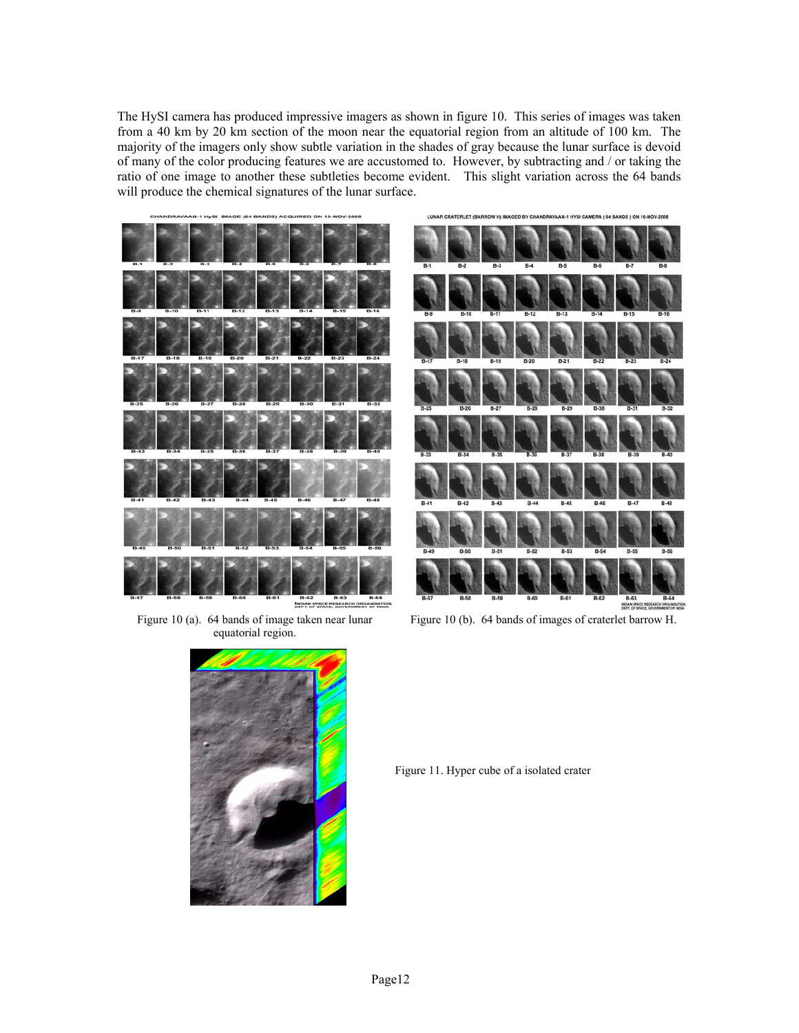The HySI camera has produced impressive imagers as shown in figure 10. This series of images was taken from a 40 km by 20 km section of the moon near the equatorial region from an altitude of 100 km. The majority of the imagers only show subtle variation in the shades of gray because the lunar surface is devoid of many of the color producing features we are accustomed to. However, by subtracting and / or taking the ratio of one image to another these subtleties become evident. This slight variation across the 64 bands will produce the chemical signatures of the lunar surface.

Figure 10 (a). 64 bands of image taken near lunar equatorial region.

Figure 10 (b). 64 bands of images of craterlet barrow H.

Figure 11. Hyper cube of a isolated crater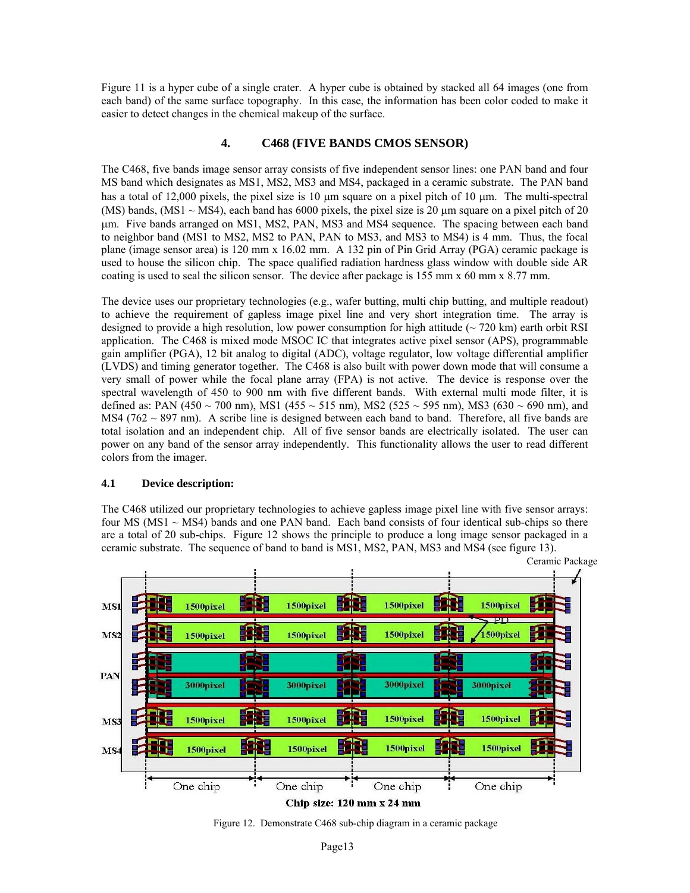Figure 11 is a hyper cube of a single crater. A hyper cube is obtained by stacked all 64 images (one from each band) of the same surface topography. In this case, the information has been color coded to make it easier to detect changes in the chemical makeup of the surface.

## 4. C468 (FIVE BANDS CMOS SENSOR)

The C468, five bands image sensor array consists of five independent sensor lines: one PAN band and four MS band which designates as MS1, MS2, MS3 and MS4, packaged in a ceramic substrate. The PAN band has a total of 12,000 pixels, the pixel size is 10 μm square on a pixel pitch of 10 μm. The multi-spectral (MS) bands, (MS1 ~ MS4), each band has 6000 pixels, the pixel size is 20 μm square on a pixel pitch of 20 μm. Five bands arranged on MS1, MS2, PAN, MS3 and MS4 sequence. The spacing between each band to neighbor band (MS1 to MS2, MS2 to PAN, PAN to MS3, and MS3 to MS4) is 4 mm. Thus, the focal plane (image sensor area) is 120 mm x 16.02 mm. A 132 pin of Pin Grid Array (PGA) ceramic package is used to house the silicon chip. The space qualified radiation hardness glass window with double side AR coating is used to seal the silicon sensor. The device after package is 155 mm x 60 mm x 8.77 mm.

The device uses our proprietary technologies (e.g., wafer butting, multi chip butting, and multiple readout) to achieve the requirement of gapless image pixel line and very short integration time. The array is designed to provide a high resolution, low power consumption for high attitude (~ 720 km) earth orbit RSI application. The C468 is mixed mode MSOC IC that integrates active pixel sensor (APS), programmable gain amplifier (PGA), 12 bit analog to digital (ADC), voltage regulator, low voltage differential amplifier (LVDS) and timing generator together. The C468 is also built with power down mode that will consume a very small of power while the focal plane array (FPA) is not active. The device is response over the spectral wavelength of 450 to 900 nm with five different bands. With external multi mode filter, it is defined as: PAN (450 ~ 700 nm), MS1 (455 ~ 515 nm), MS2 (525 ~ 595 nm), MS3 (630 ~ 690 nm), and MS4 (762 ~ 897 nm). A scribe line is designed between each band to band. Therefore, all five bands are total isolation and an independent chip. All of five sensor bands are electrically isolated. The user can power on any band of the sensor array independently. This functionality allows the user to read different colors from the imager.

### 4.1 Device description:

The C468 utilized our proprietary technologies to achieve gapless image pixel line with five sensor arrays: four MS (MS1 ~ MS4) bands and one PAN band. Each band consists of four identical sub-chips so there are a total of 20 sub-chips. Figure 12 shows the principle to produce a long image sensor packaged in a ceramic substrate. The sequence of band to band is MS1, MS2, PAN, MS3 and MS4 (see figure 13).

Figure 12. Demonstrate C468 sub-chip diagram in a ceramic package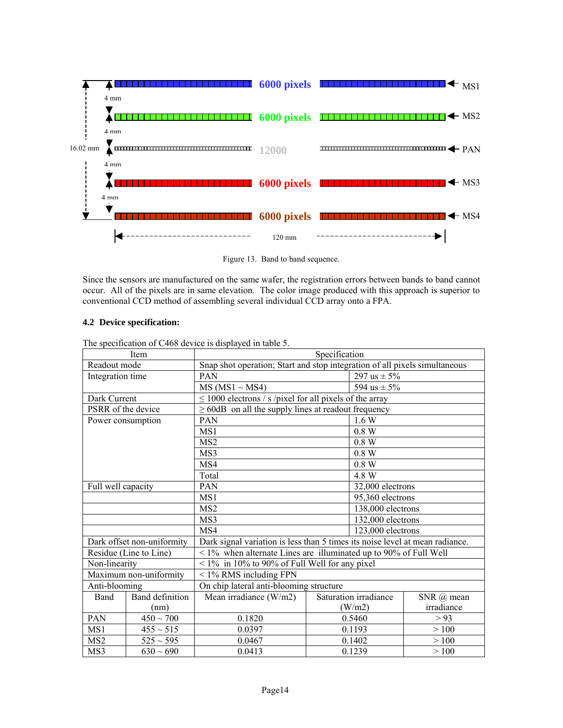Figure 13. Band to band sequence.

Since the sensors are manufactured on the same wafer, the registration errors between bands to band cannot occur. All of the pixels are in same elevation. The color image produced with this approach is superior to conventional CCD method of assembling several individual CCD array onto a FPA.

### 4.2 Device specification:

The specification of C468 device is displayed in table 5.

| Item | | Specification | | |
|---|---|---|---|---|
| Readout mode | | Snap shot operation; Start and stop integration of all pixels simultaneous | | |
| Integration time | | PAN | 297 us ± 5% | |
| | | MS (MS1 ~ MS4) | 594 us ± 5% | |
| Dark Current | | ≤ 1000 electrons / s /pixel for all pixels of the array | | |
| PSRR of the device | | ≥ 60dB on all the supply lines at readout frequency | | |
| Power consumption | | PAN | 1.6 W | |
| | | MS1 | 0.8 W | |
| | | MS2 | 0.8 W | |
| | | MS3 | 0.8 W | |
| | | MS4 | 0.8 W | |
| | | Total | 4.8 W | |
| Full well capacity | | PAN | 32,000 electrons | |
| | | MS1 | 95,360 electrons | |
| | | MS2 | 138,000 electrons | |
| | | MS3 | 132,000 electrons | |
| | | MS4 | 123,000 electrons | |
| Dark offset non-uniformity | | Dark signal variation is less than 5 times its noise level at mean radiance. | | |
| Residue (Line to Line) | | < 1% when alternate Lines are illuminated up to 90% of Full Well | | |
| Non-linearity | | < 1% in 10% to 90% of Full Well for any pixel | | |
| Maximum non-uniformity | | < 1% RMS including FPN | | |
| Anti-blooming | | On chip lateral anti-blooming structure | | |
| Band | Band definition (nm) | Mean irradiance (W/m2) | Saturation irradiance (W/m2) | SNR @ mean irradiance |
| PAN | 450 ~ 700 | 0.1820 | 0.5460 | > 93 |
| MS1 | 455 ~ 515 | 0.0397 | 0.1193 | > 100 |
| MS2 | 525 ~ 595 | 0.0467 | 0.1402 | > 100 |
| MS3 | 630 ~ 690 | 0.0413 | 0.1239 | > 100 |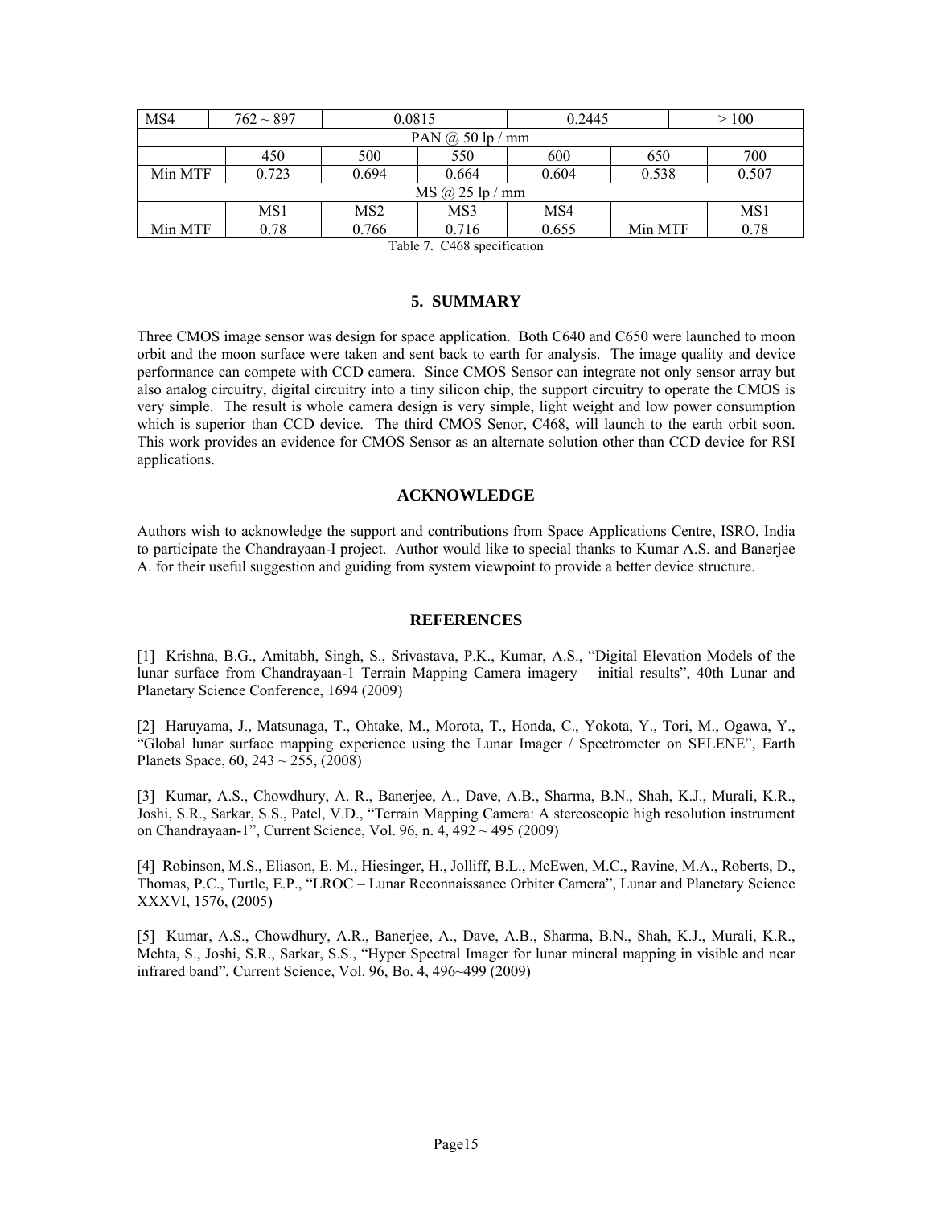| | | | | | | |
|---|---|---|---|---|---|---|
| MS4 | 762 ~ 897 | 0.0815 | | 0.2445 | | > 100 |
| PAN @ 50 lp / mm | | | | | | |
| | 450 | 500 | 550 | 600 | 650 | 700 |
| Min MTF | 0.723 | 0.694 | 0.664 | 0.604 | 0.538 | 0.507 |
| MS @ 25 lp / mm | | | | | | |
| | MS1 | MS2 | MS3 | MS4 | | MS1 |
| Min MTF | 0.78 | 0.766 | 0.716 | 0.655 | Min MTF | 0.78 |

Table 7. C468 specification

## 5. SUMMARY

Three CMOS image sensor was design for space application. Both C640 and C650 were launched to moon orbit and the moon surface were taken and sent back to earth for analysis. The image quality and device performance can compete with CCD camera. Since CMOS Sensor can integrate not only sensor array but also analog circuitry, digital circuitry into a tiny silicon chip, the support circuitry to operate the CMOS is very simple. The result is whole camera design is very simple, light weight and low power consumption which is superior than CCD device. The third CMOS Senor, C468, will launch to the earth orbit soon. This work provides an evidence for CMOS Sensor as an alternate solution other than CCD device for RSI applications.

## ACKNOWLEDGE

Authors wish to acknowledge the support and contributions from Space Applications Centre, ISRO, India to participate the Chandrayaan-I project. Author would like to special thanks to Kumar A.S. and Banerjee A. for their useful suggestion and guiding from system viewpoint to provide a better device structure.

## REFERENCES

[1] Krishna, B.G., Amitabh, Singh, S., Srivastava, P.K., Kumar, A.S., "Digital Elevation Models of the lunar surface from Chandrayaan-1 Terrain Mapping Camera imagery – initial results", 40th Lunar and Planetary Science Conference, 1694 (2009)

[2] Haruyama, J., Matsunaga, T., Ohtake, M., Morota, T., Honda, C., Yokota, Y., Tori, M., Ogawa, Y., "Global lunar surface mapping experience using the Lunar Imager / Spectrometer on SELENE", Earth Planets Space, 60, 243 ~ 255, (2008)

[3] Kumar, A.S., Chowdhury, A. R., Banerjee, A., Dave, A.B., Sharma, B.N., Shah, K.J., Murali, K.R., Joshi, S.R., Sarkar, S.S., Patel, V.D., "Terrain Mapping Camera: A stereoscopic high resolution instrument on Chandrayaan-1", Current Science, Vol. 96, n. 4, 492 ~ 495 (2009)

[4] Robinson, M.S., Eliason, E. M., Hiesinger, H., Jolliff, B.L., McEwen, M.C., Ravine, M.A., Roberts, D., Thomas, P.C., Turtle, E.P., "LROC – Lunar Reconnaissance Orbiter Camera", Lunar and Planetary Science XXXVI, 1576, (2005)

[5] Kumar, A.S., Chowdhury, A.R., Banerjee, A., Dave, A.B., Sharma, B.N., Shah, K.J., Murali, K.R., Mehta, S., Joshi, S.R., Sarkar, S.S., "Hyper Spectral Imager for lunar mineral mapping in visible and near infrared band", Current Science, Vol. 96, Bo. 4, 496~499 (2009)